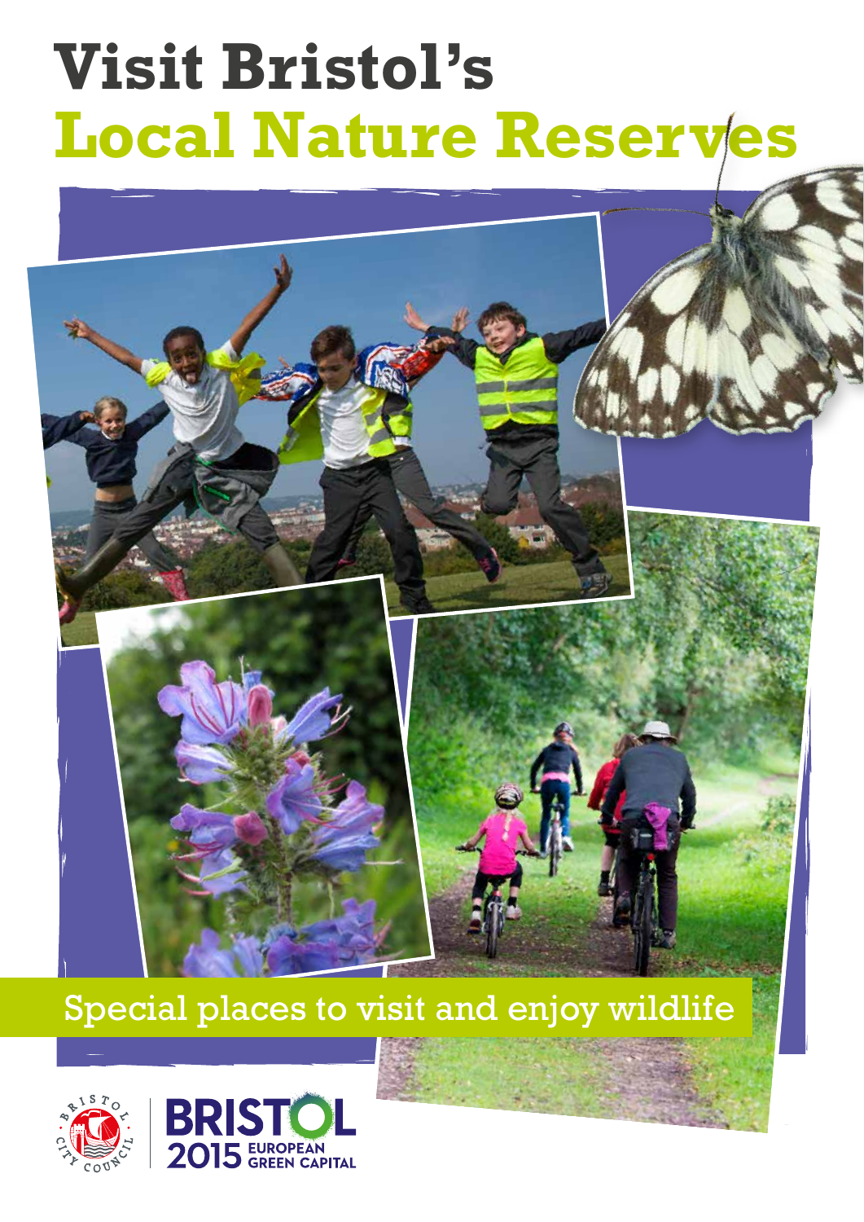# Visit Bristol's Local Nature Reserves

Special places to visit and enjoy wildlife

BRISTOL 2015 EUROPEAN GREEN CAPITAL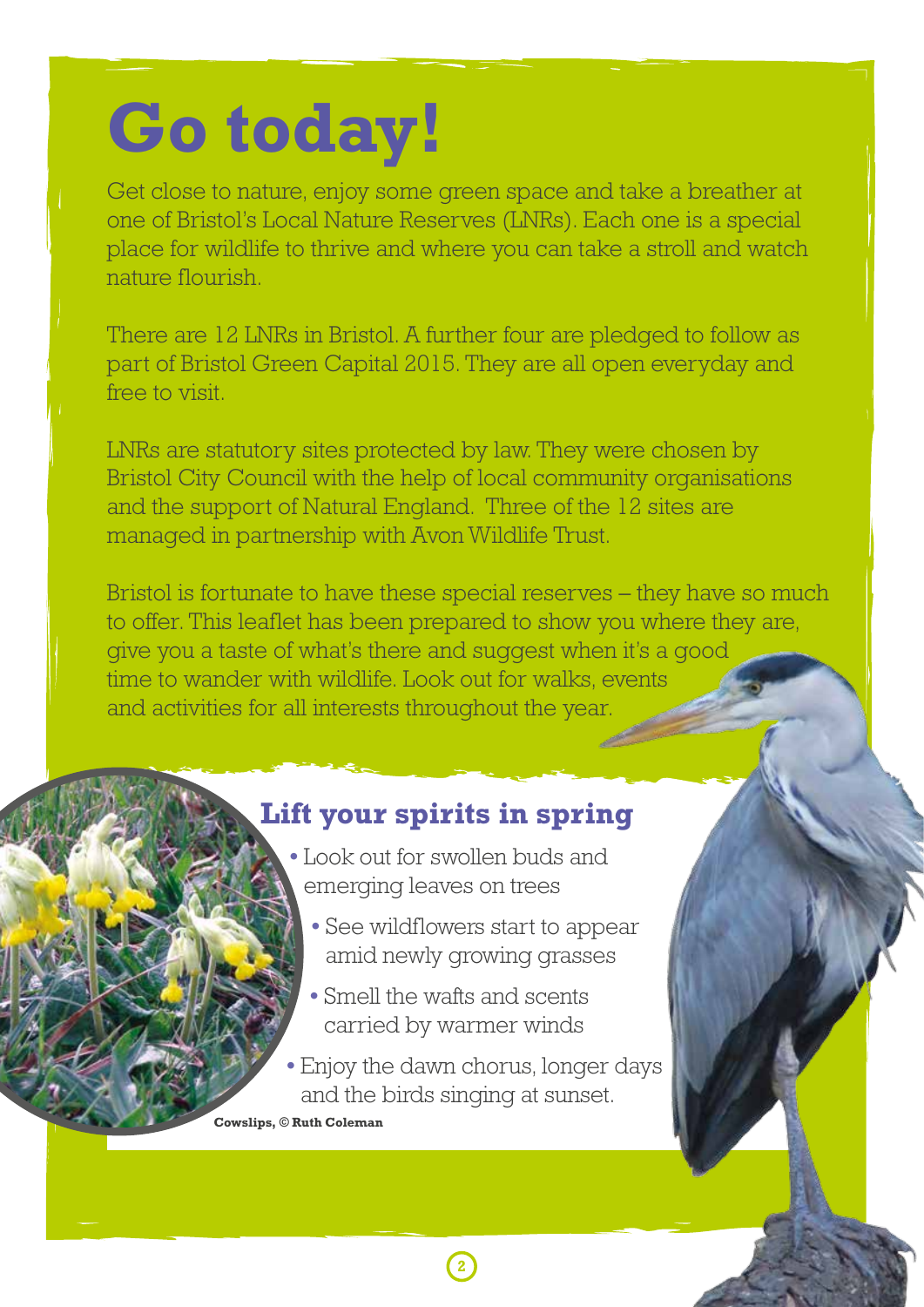# Go today!

Get close to nature, enjoy some green space and take a breather at one of Bristol's Local Nature Reserves (LNRs). Each one is a special place for wildlife to thrive and where you can take a stroll and watch nature flourish.

There are 12 LNRs in Bristol. A further four are pledged to follow as part of Bristol Green Capital 2015. They are all open everyday and free to visit.

LNRs are statutory sites protected by law. They were chosen by Bristol City Council with the help of local community organisations and the support of Natural England. Three of the 12 sites are managed in partnership with Avon Wildlife Trust.

Bristol is fortunate to have these special reserves – they have so much to offer. This leaflet has been prepared to show you where they are, give you a taste of what's there and suggest when it's a good time to wander with wildlife. Look out for walks, events and activities for all interests throughout the year.

## Lift your spirits in spring

- Look out for swollen buds and emerging leaves on trees
- See wildflowers start to appear amid newly growing grasses
- Smell the wafts and scents carried by warmer winds
- Enjoy the dawn chorus, longer days and the birds singing at sunset.

**Cowslips, © Ruth Coleman**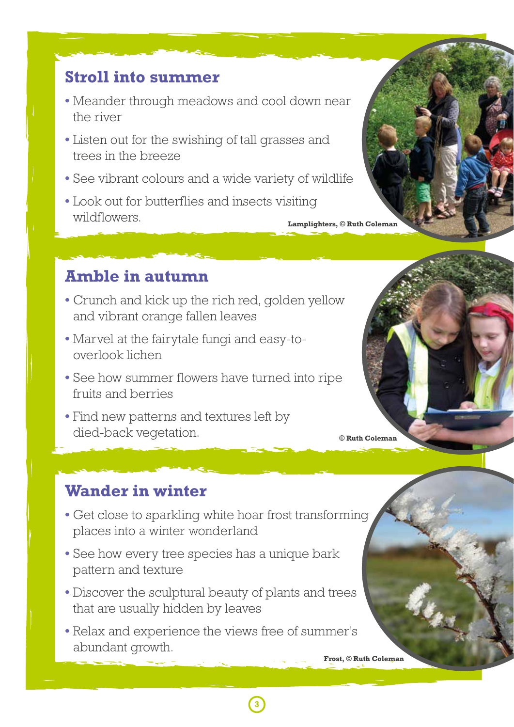## Stroll into summer

- Meander through meadows and cool down near the river
- Listen out for the swishing of tall grasses and trees in the breeze
- See vibrant colours and a wide variety of wildlife
- Look out for butterflies and insects visiting wildflowers.

**Lamplighters, © Ruth Coleman**

## Amble in autumn

- Crunch and kick up the rich red, golden yellow and vibrant orange fallen leaves
- Marvel at the fairytale fungi and easy-to-overlook lichen
- See how summer flowers have turned into ripe fruits and berries
- Find new patterns and textures left by died-back vegetation.

**© Ruth Coleman**

## Wander in winter

- Get close to sparkling white hoar frost transforming places into a winter wonderland
- See how every tree species has a unique bark pattern and texture
- Discover the sculptural beauty of plants and trees that are usually hidden by leaves
- Relax and experience the views free of summer's abundant growth.

**Frost, © Ruth Coleman**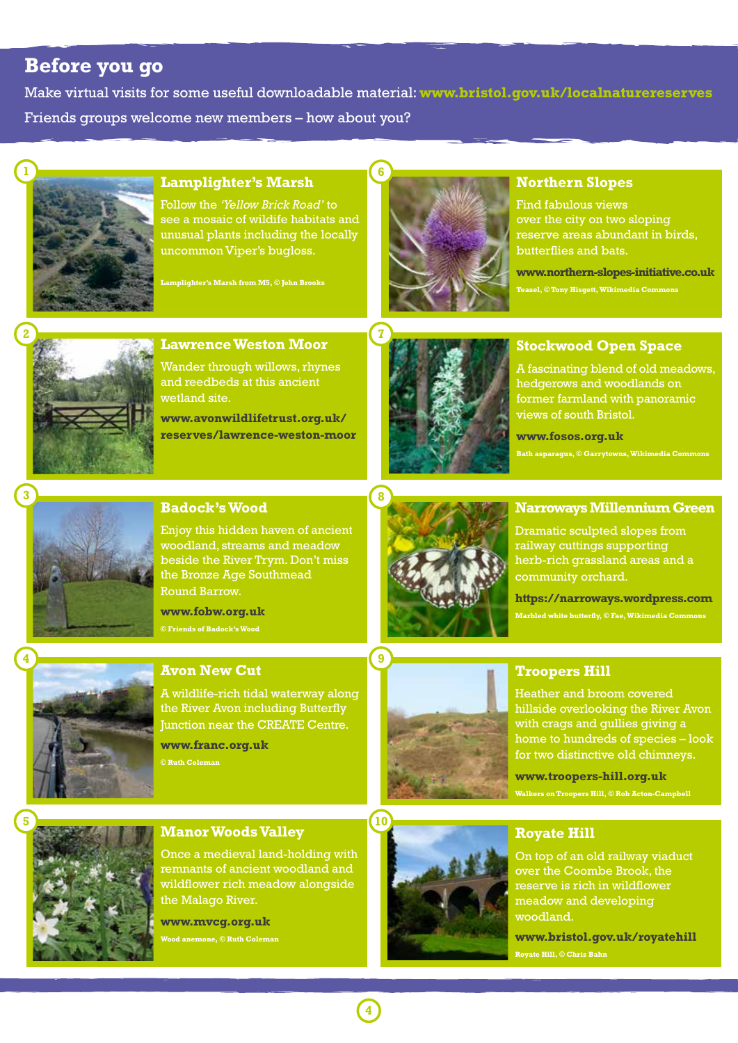## Before you go

Make virtual visits for some useful downloadable material: **www.bristol.gov.uk/localnaturereserves**

Friends groups welcome new members – how about you?

### 1 Lamplighter's Marsh

Follow the *'Yellow Brick Road'* to see a mosaic of wildlife habitats and unusual plants including the locally uncommon Viper's bugloss.

Lamplighter's Marsh from M5, © John Brooks

### 2 Lawrence Weston Moor

Wander through willows, rhynes and reedbeds at this ancient wetland site.

**www.avonwildlifetrust.org.uk/reserves/lawrence-weston-moor**

### 3 Badock's Wood

Enjoy this hidden haven of ancient woodland, streams and meadow beside the River Trym. Don't miss the Bronze Age Southmead Round Barrow.

**www.fobw.org.uk**

© Friends of Badock's Wood

### 4 Avon New Cut

A wildlife-rich tidal waterway along the River Avon including Butterfly Junction near the CREATE Centre.

**www.franc.org.uk**

© Ruth Coleman

### 5 Manor Woods Valley

Once a medieval land-holding with remnants of ancient woodland and wildflower rich meadow alongside the Malago River.

**www.mvcg.org.uk**

Wood anemone, © Ruth Coleman

### 6 Northern Slopes

Find fabulous views over the city on two sloping reserve areas abundant in birds, butterflies and bats.

**www.northern-slopes-initiative.co.uk**

Teasel, © Tony Hisgett, Wikimedia Commons

### 7 Stockwood Open Space

A fascinating blend of old meadows, hedgerows and woodlands on former farmland with panoramic views of south Bristol.

**www.fosos.org.uk**

Bath asparagus, © Garrytowns, Wikimedia Commons

### 8 Narroways Millennium Green

Dramatic sculpted slopes from railway cuttings supporting herb-rich grassland areas and a community orchard.

**https://narroways.wordpress.com**

Marbled white butterfly, © Fae, Wikimedia Commons

### 9 Troopers Hill

Heather and broom covered hillside overlooking the River Avon with crags and gullies giving a home to hundreds of species – look for two distinctive old chimneys.

**www.troopers-hill.org.uk**

Walkers on Troopers Hill, © Rob Acton-Campbell

### 10 Royate Hill

On top of an old railway viaduct over the Coombe Brook, the reserve is rich in wildflower meadow and developing woodland.

**www.bristol.gov.uk/royatehill**

Royate Hill, © Chris Bahn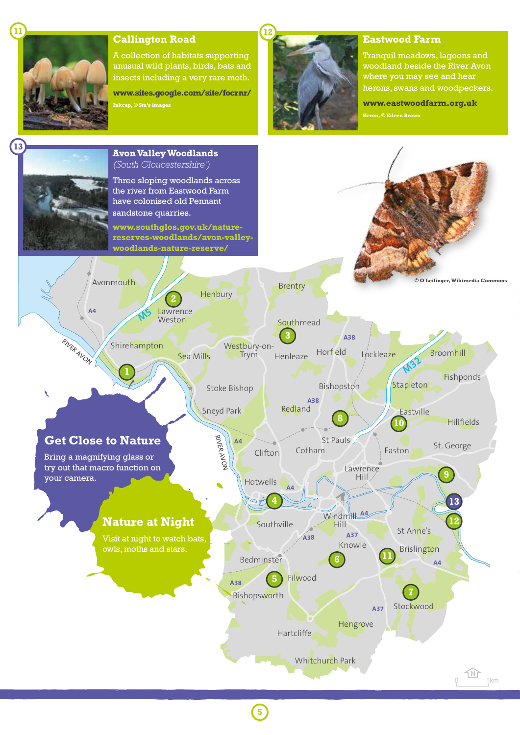## 11 Callington Road

A collection of habitats supporting unusual wild plants, birds, bats and insects including a very rare moth.

**www.sites.google.com/site/focrnr/**

Inkcap, © Stu's images

## 12 Eastwood Farm

Tranquil meadows, lagoons and woodland beside the River Avon where you may see and hear herons, swans and woodpeckers.

**www.eastwoodfarm.org.uk**

Heron, © Eileen Brown

## 13 Avon Valley Woodlands

*(South Gloucestershire')*

Three sloping woodlands across the river from Eastwood Farm have colonised old Pennant sandstone quarries.

**www.southglos.gov.uk/nature-reserves-woodlands/avon-valley-woodlands-nature-reserve/**

© O Leilinger, Wikimedia Commons

## Get Close to Nature

Bring a magnifying glass or try out that macro function on your camera.

## Nature at Night

Visit at night to watch bats, owls, moths and stars.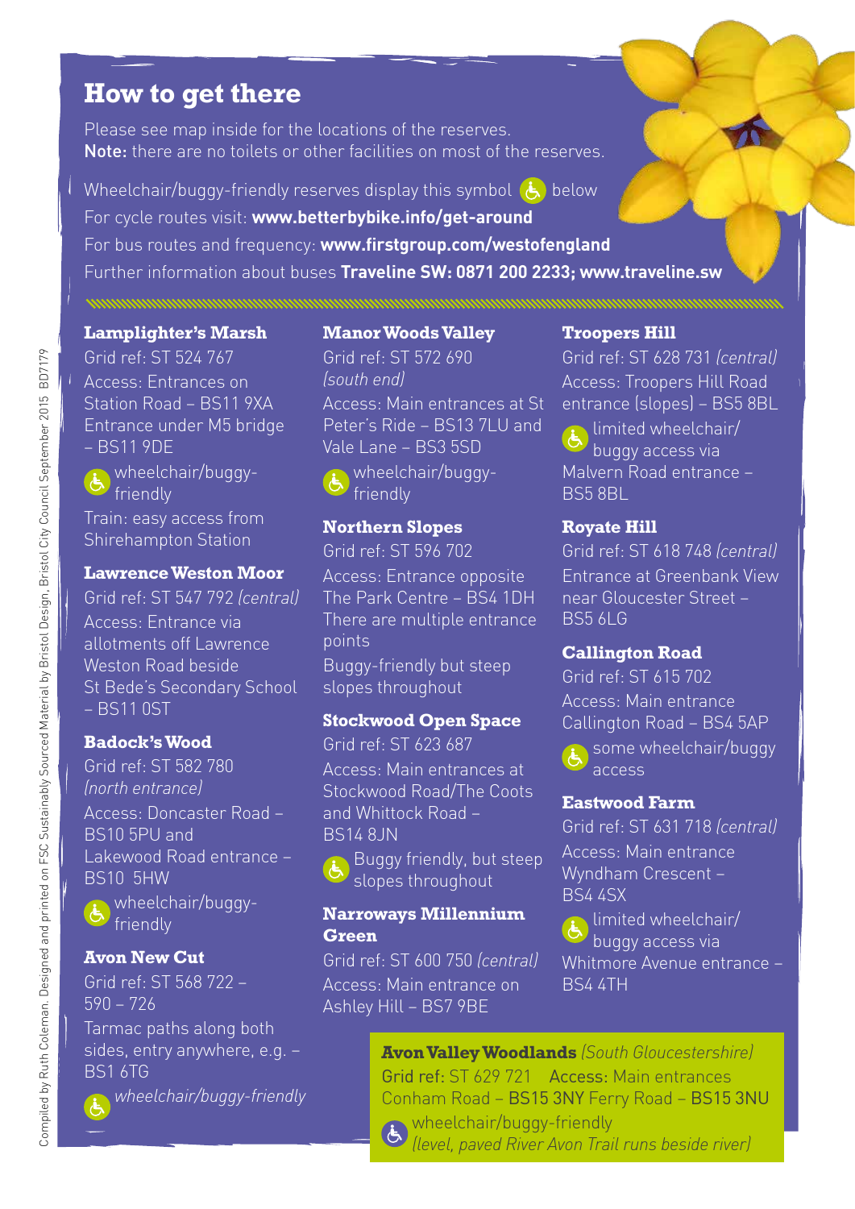# How to get there

Please see map inside for the locations of the reserves.
**Note:** there are no toilets or other facilities on most of the reserves.

Wheelchair/buggy-friendly reserves display this symbol ♿ below
For cycle routes visit: **www.betterbybike.info/get-around**
For bus routes and frequency: **www.firstgroup.com/westofengland**
Further information about buses **Traveline SW: 0871 200 2233; www.traveline.sw**

### Lamplighter's Marsh

Grid ref: ST 524 767
Access: Entrances on Station Road – BS11 9XA
Entrance under M5 bridge – BS11 9DE
♿ wheelchair/buggy-friendly
Train: easy access from Shirehampton Station

### Lawrence Weston Moor

Grid ref: ST 547 792 *(central)*
Access: Entrance via allotments off Lawrence Weston Road beside St Bede's Secondary School – BS11 0ST

### Badock's Wood

Grid ref: ST 582 780 *(north entrance)*
Access: Doncaster Road – BS10 5PU and Lakewood Road entrance – BS10 5HW
♿ wheelchair/buggy-friendly

### Avon New Cut

Grid ref: ST 568 722 – 590 – 726
Tarmac paths along both sides, entry anywhere, e.g. – BS1 6TG
♿ *wheelchair/buggy-friendly*

### Manor Woods Valley

Grid ref: ST 572 690 *(south end)*
Access: Main entrances at St Peter's Ride – BS13 7LU and Vale Lane – BS3 5SD
♿ wheelchair/buggy-friendly

### Northern Slopes

Grid ref: ST 596 702
Access: Entrance opposite The Park Centre – BS4 1DH
There are multiple entrance points
Buggy-friendly but steep slopes throughout

### Stockwood Open Space

Grid ref: ST 623 687
Access: Main entrances at Stockwood Road/The Coots and Whittock Road – BS14 8JN
♿ Buggy friendly, but steep slopes throughout

### Narroways Millennium Green

Grid ref: ST 600 750 *(central)*
Access: Main entrance on Ashley Hill – BS7 9BE

### Troopers Hill

Grid ref: ST 628 731 *(central)*
Access: Troopers Hill Road entrance (slopes) – BS5 8BL
♿ limited wheelchair/buggy access via Malvern Road entrance – BS5 8BL

### Royate Hill

Grid ref: ST 618 748 *(central)*
Entrance at Greenbank View near Gloucester Street – BS5 6LG

### Callington Road

Grid ref: ST 615 702
Access: Main entrance Callington Road – BS4 5AP
♿ some wheelchair/buggy access

### Eastwood Farm

Grid ref: ST 631 718 *(central)*
Access: Main entrance Wyndham Crescent – BS4 4SX
♿ limited wheelchair/buggy access via Whitmore Avenue entrance – BS4 4TH

### Avon Valley Woodlands *(South Gloucestershire)*

Grid ref: ST 629 721 Access: Main entrances Conham Road – BS15 3NY Ferry Road – BS15 3NU
♿ wheelchair/buggy-friendly *(level, paved River Avon Trail runs beside river)*

Compiled by Ruth Coleman. Designed and printed on FSC Sustainably Sourced Material by Bristol Design, Bristol City Council September 2015 BD7179